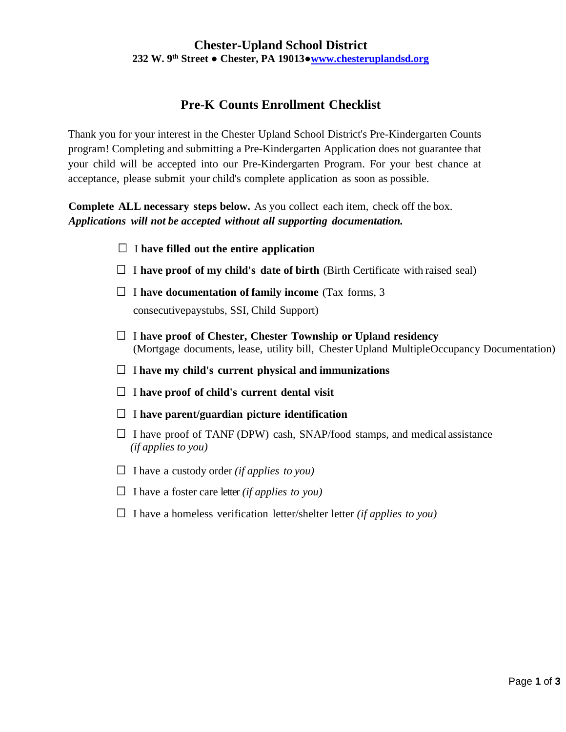# Chester-Upland School District

**232 W. 9th Street ● Chester, PA 19013●[www.chesteruplandsd.org](http://www.chesteruplandsd.org)**

## Pre-K Counts Enrollment Checklist

Thank you for your interest in the Chester Upland School District's Pre-Kindergarten Counts program! Completing and submitting a Pre-Kindergarten Application does not guarantee that your child will be accepted into our Pre-Kindergarten Program. For your best chance at acceptance, please submit your child's complete application as soon as possible.

**Complete ALL necessary steps below.** As you collect each item, check off the box. ***Applications will not be accepted without all supporting documentation.***

- ☐ I **have filled out the entire application**
- ☐ I **have proof of my child's date of birth** (Birth Certificate with raised seal)
- ☐ I **have documentation of family income** (Tax forms, 3 consecutivepaystubs, SSI, Child Support)
- ☐ I **have proof of Chester, Chester Township or Upland residency** (Mortgage documents, lease, utility bill, Chester Upland MultipleOccupancy Documentation)
- ☐ I **have my child's current physical and immunizations**
- ☐ I **have proof of child's current dental visit**
- ☐ I **have parent/guardian picture identification**
- ☐ I have proof of TANF (DPW) cash, SNAP/food stamps, and medical assistance *(if applies to you)*
- ☐ I have a custody order *(if applies to you)*
- ☐ I have a foster care letter *(if applies to you)*
- ☐ I have a homeless verification letter/shelter letter *(if applies to you)*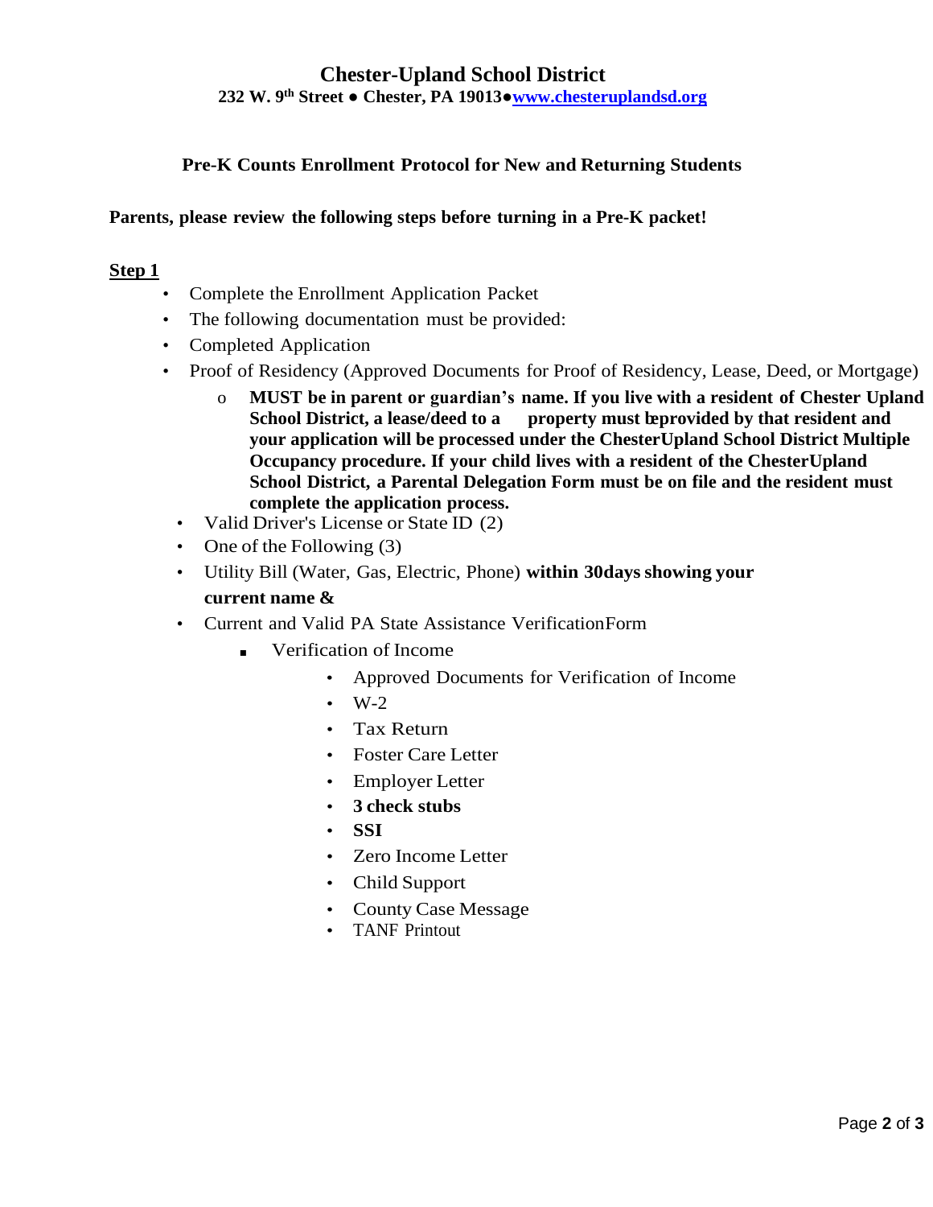# Chester-Upland School District

**232 W. 9th Street ● Chester, PA 19013●[www.chesteruplandsd.org](http://www.chesteruplandsd.org)**

## Pre-K Counts Enrollment Protocol for New and Returning Students

**Parents, please review the following steps before turning in a Pre-K packet!**

**Step 1**

- Complete the Enrollment Application Packet
- The following documentation must be provided:
- Completed Application
- Proof of Residency (Approved Documents for Proof of Residency, Lease, Deed, or Mortgage)
  - **MUST be in parent or guardian's name. If you live with a resident of Chester Upland School District, a lease/deed to a property must beprovided by that resident and your application will be processed under the ChesterUpland School District Multiple Occupancy procedure. If your child lives with a resident of the ChesterUpland School District, a Parental Delegation Form must be on file and the resident must complete the application process.**
- Valid Driver's License or State ID (2)
- One of the Following (3)
- Utility Bill (Water, Gas, Electric, Phone) **within 30days showing your current name &**
- Current and Valid PA State Assistance VerificationForm
  - Verification of Income
    - Approved Documents for Verification of Income
    - W-2
    - Tax Return
    - Foster Care Letter
    - Employer Letter
    - **3 check stubs**
    - **SSI**
    - Zero Income Letter
    - Child Support
    - County Case Message
    - TANF Printout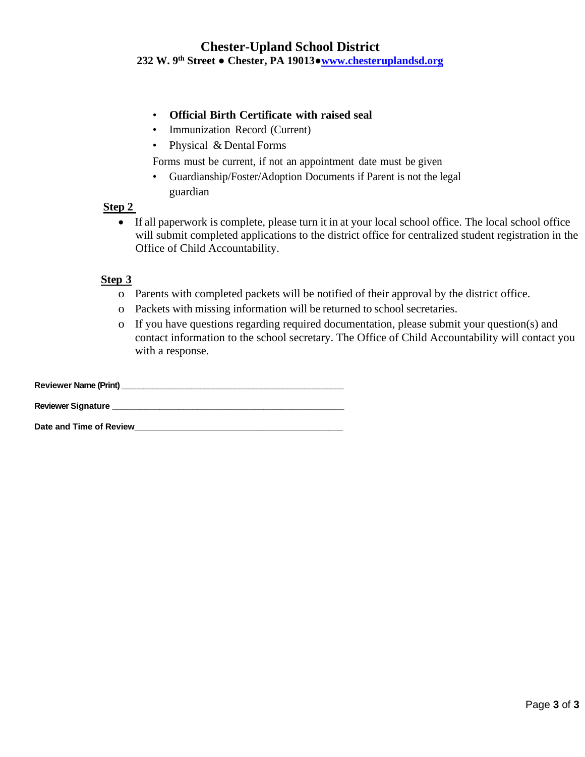# Chester-Upland School District

**232 W. 9th Street ● Chester, PA 19013●www.chesteruplandsd.org**

- **Official Birth Certificate with raised seal**
- Immunization Record (Current)
- Physical & Dental Forms

Forms must be current, if not an appointment date must be given

- Guardianship/Foster/Adoption Documents if Parent is not the legal guardian

**Step 2**

- If all paperwork is complete, please turn it in at your local school office. The local school office will submit completed applications to the district office for centralized student registration in the Office of Child Accountability.

**Step 3**

- Parents with completed packets will be notified of their approval by the district office.
- Packets with missing information will be returned to school secretaries.
- If you have questions regarding required documentation, please submit your question(s) and contact information to the school secretary. The Office of Child Accountability will contact you with a response.

**Reviewer Name (Print)** ______________________________________________

**Reviewer Signature** ______________________________________________

**Date and Time of Review**__________________________________________